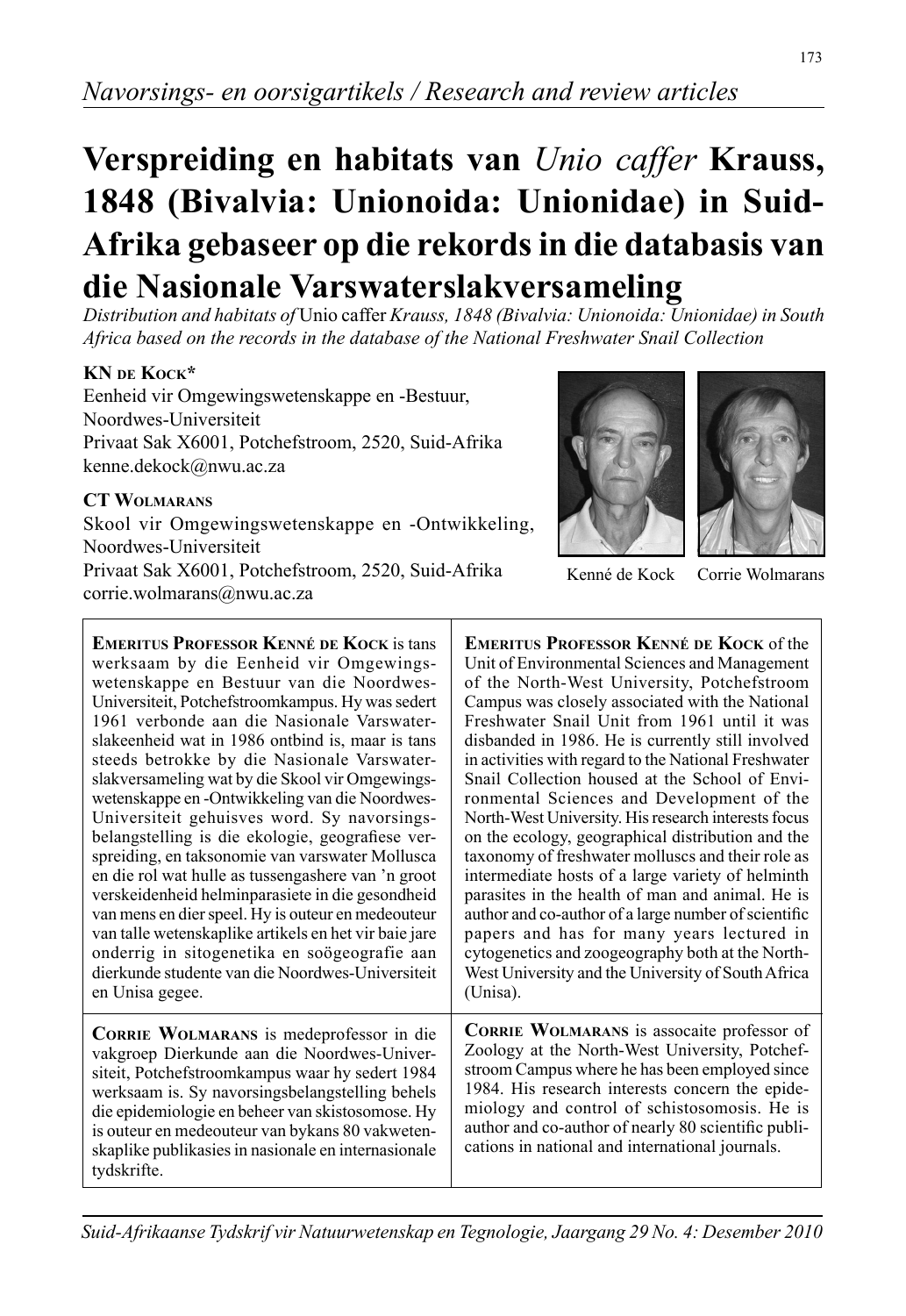*Navorsings- en oorsigartikels / Research and review articles*

# Verspreiding en habitats van *Unio caffer* Krauss, 1848 (Bivalvia: Unionoida: Unionidae) in Suid-Afrika gebaseer op die rekords in die databasis van die Nasionale Varswaterslakversameling

*Distribution and habitats of* Unio caffer *Krauss, 1848 (Bivalvia: Unionoida: Unionidae) in South Africa based on the records in the database of the National Freshwater Snail Collection*

**KN de Kock***
Eenheid vir Omgewingswetenskappe en -Bestuur,
Noordwes-Universiteit
Privaat Sak X6001, Potchefstroom, 2520, Suid-Afrika
kenne.dekock@nwu.ac.za

**CT Wolmarans**
Skool vir Omgewingswetenskappe en -Ontwikkeling,
Noordwes-Universiteit
Privaat Sak X6001, Potchefstroom, 2520, Suid-Afrika
corrie.wolmarans@nwu.ac.za

Kenné de Kock    Corrie Wolmarans

**Emeritus Professor Kenné de Kock** is tans werksaam by die Eenheid vir Omgewingswetenskappe en Bestuur van die Noordwes-Universiteit, Potchefstroomkampus. Hy was sedert 1961 verbonde aan die Nasionale Varswaterslakeenheid wat in 1986 ontbind is, maar is tans steeds betrokke by die Nasionale Varswaterslakversameling wat by die Skool vir Omgewingswetenskappe en -Ontwikkeling van die Noordwes-Universiteit gehuisves word. Sy navorsingsbelangstelling is die ekologie, geografiese verspreiding, en taksonomie van varswater Mollusca en die rol wat hulle as tussengashere van 'n groot verskeidenheid helminparasiete in die gesondheid van mens en dier speel. Hy is outeur en medeouteur van talle wetenskaplike artikels en het vir baie jare onderrig in sitogenetika en soögeografie aan dierkunde studente van die Noordwes-Universiteit en Unisa gegee.

**Emeritus Professor Kenné de Kock** of the Unit of Environmental Sciences and Management of the North-West University, Potchefstroom Campus was closely associated with the National Freshwater Snail Unit from 1961 until it was disbanded in 1986. He is currently still involved in activities with regard to the National Freshwater Snail Collection housed at the School of Environmental Sciences and Development of the North-West University. His research interests focus on the ecology, geographical distribution and the taxonomy of freshwater molluscs and their role as intermediate hosts of a large variety of helminth parasites in the health of man and animal. He is author and co-author of a large number of scientific papers and has for many years lectured in cytogenetics and zoogeography both at the North-West University and the University of South Africa (Unisa).

**Corrie Wolmarans** is medeprofessor in die vakgroep Dierkunde aan die Noordwes-Universiteit, Potchefstroomkampus waar hy sedert 1984 werksaam is. Sy navorsingsbelangstelling behels die epidemiologie en beheer van skistosomose. Hy is outeur en medeouteur van bykans 80 vakwetenskaplike publikasies in nasionale en internasionale tydskrifte.

**Corrie Wolmarans** is assocaite professor of Zoology at the North-West University, Potchefstroom Campus where he has been employed since 1984. His research interests concern the epidemiology and control of schistosomosis. He is author and co-author of nearly 80 scientific publications in national and international journals.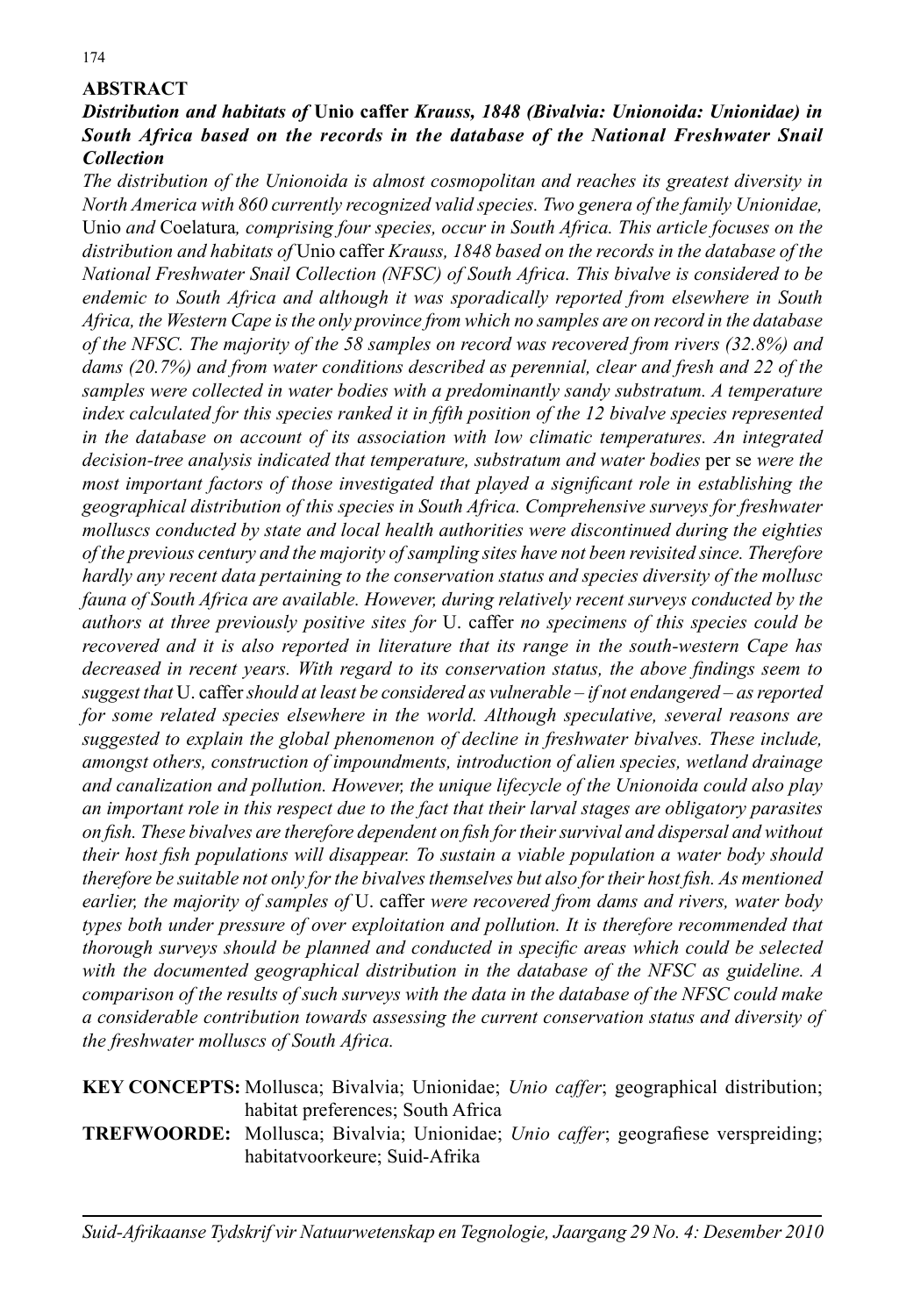## ABSTRACT

***Distribution and habitats of* Unio caffer *Krauss, 1848 (Bivalvia: Unionoida: Unionidae) in South Africa based on the records in the database of the National Freshwater Snail Collection***

*The distribution of the Unionoida is almost cosmopolitan and reaches its greatest diversity in North America with 860 currently recognized valid species. Two genera of the family Unionidae,* Unio *and* Coelatura*, comprising four species, occur in South Africa. This article focuses on the distribution and habitats of* Unio caffer *Krauss, 1848 based on the records in the database of the National Freshwater Snail Collection (NFSC) of South Africa. This bivalve is considered to be endemic to South Africa and although it was sporadically reported from elsewhere in South Africa, the Western Cape is the only province from which no samples are on record in the database of the NFSC. The majority of the 58 samples on record was recovered from rivers (32.8%) and dams (20.7%) and from water conditions described as perennial, clear and fresh and 22 of the samples were collected in water bodies with a predominantly sandy substratum. A temperature index calculated for this species ranked it in fifth position of the 12 bivalve species represented in the database on account of its association with low climatic temperatures. An integrated decision-tree analysis indicated that temperature, substratum and water bodies* per se *were the most important factors of those investigated that played a significant role in establishing the geographical distribution of this species in South Africa. Comprehensive surveys for freshwater molluscs conducted by state and local health authorities were discontinued during the eighties of the previous century and the majority of sampling sites have not been revisited since. Therefore hardly any recent data pertaining to the conservation status and species diversity of the mollusc fauna of South Africa are available. However, during relatively recent surveys conducted by the authors at three previously positive sites for* U. caffer *no specimens of this species could be recovered and it is also reported in literature that its range in the south-western Cape has decreased in recent years. With regard to its conservation status, the above findings seem to suggest that* U. caffer *should at least be considered as vulnerable – if not endangered – as reported for some related species elsewhere in the world. Although speculative, several reasons are suggested to explain the global phenomenon of decline in freshwater bivalves. These include, amongst others, construction of impoundments, introduction of alien species, wetland drainage and canalization and pollution. However, the unique lifecycle of the Unionoida could also play an important role in this respect due to the fact that their larval stages are obligatory parasites on fish. These bivalves are therefore dependent on fish for their survival and dispersal and without their host fish populations will disappear. To sustain a viable population a water body should therefore be suitable not only for the bivalves themselves but also for their host fish. As mentioned earlier, the majority of samples of* U. caffer *were recovered from dams and rivers, water body types both under pressure of over exploitation and pollution. It is therefore recommended that thorough surveys should be planned and conducted in specific areas which could be selected with the documented geographical distribution in the database of the NFSC as guideline. A comparison of the results of such surveys with the data in the database of the NFSC could make a considerable contribution towards assessing the current conservation status and diversity of the freshwater molluscs of South Africa.*

**KEY CONCEPTS:** Mollusca; Bivalvia; Unionidae; *Unio caffer*; geographical distribution; habitat preferences; South Africa

**TREFWOORDE:** Mollusca; Bivalvia; Unionidae; *Unio caffer*; geografiese verspreiding; habitatvoorkeure; Suid-Afrika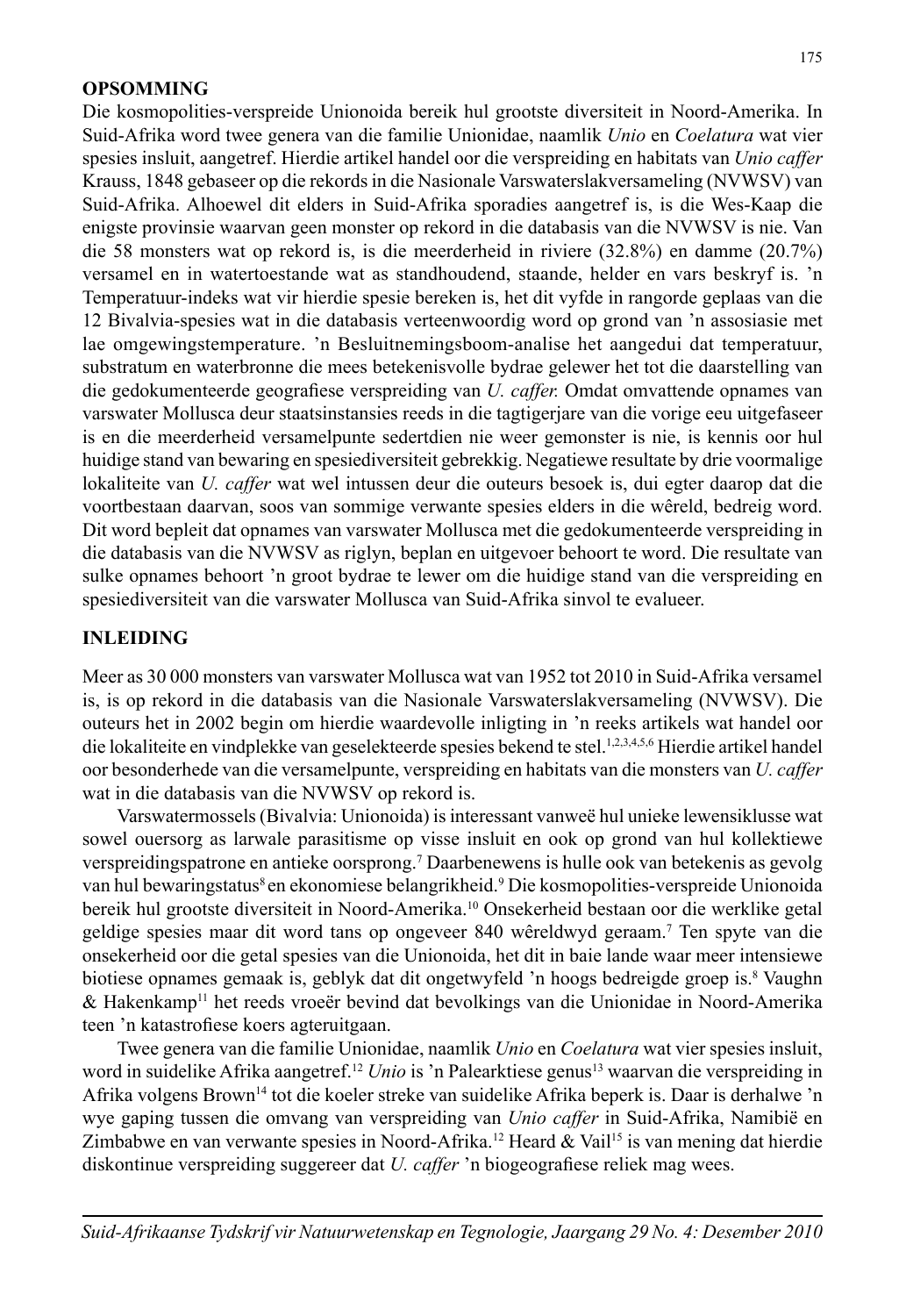## OPSOMMING

Die kosmopolities-verspreide Unionoida bereik hul grootste diversiteit in Noord-Amerika. In Suid-Afrika word twee genera van die familie Unionidae, naamlik *Unio* en *Coelatura* wat vier spesies insluit, aangetref. Hierdie artikel handel oor die verspreiding en habitats van *Unio caffer* Krauss, 1848 gebaseer op die rekords in die Nasionale Varswaterslakversameling (NVWSV) van Suid-Afrika. Alhoewel dit elders in Suid-Afrika sporadies aangetref is, is die Wes-Kaap die enigste provinsie waarvan geen monster op rekord in die databasis van die NVWSV is nie. Van die 58 monsters wat op rekord is, is die meerderheid in riviere (32.8%) en damme (20.7%) versamel en in watertoestande wat as standhoudend, staande, helder en vars beskryf is. 'n Temperatuur-indeks wat vir hierdie spesie bereken is, het dit vyfde in rangorde geplaas van die 12 Bivalvia-spesies wat in die databasis verteenwoordig word op grond van 'n assosiasie met lae omgewingstemperature. 'n Besluitnemingsboom-analise het aangedui dat temperatuur, substratum en waterbronne die mees betekenisvolle bydrae gelewer het tot die daarstelling van die gedokumenteerde geografiese verspreiding van *U. caffer.* Omdat omvattende opnames van varswater Mollusca deur staatsinstansies reeds in die tagtigerjare van die vorige eeu uitgefaseer is en die meerderheid versamelpunte sedertdien nie weer gemonster is nie, is kennis oor hul huidige stand van bewaring en spesiediversiteit gebrekkig. Negatiewe resultate by drie voormalige lokaliteite van *U. caffer* wat wel intussen deur die outeurs besoek is, dui egter daarop dat die voortbestaan daarvan, soos van sommige verwante spesies elders in die wêreld, bedreig word. Dit word bepleit dat opnames van varswater Mollusca met die gedokumenteerde verspreiding in die databasis van die NVWSV as riglyn, beplan en uitgevoer behoort te word. Die resultate van sulke opnames behoort 'n groot bydrae te lewer om die huidige stand van die verspreiding en spesiediversiteit van die varswater Mollusca van Suid-Afrika sinvol te evalueer.

## INLEIDING

Meer as 30 000 monsters van varswater Mollusca wat van 1952 tot 2010 in Suid-Afrika versamel is, is op rekord in die databasis van die Nasionale Varswaterslakversameling (NVWSV). Die outeurs het in 2002 begin om hierdie waardevolle inligting in 'n reeks artikels wat handel oor die lokaliteite en vindplekke van geselekteerde spesies bekend te stel.[1,2,3,4,5,6] Hierdie artikel handel oor besonderhede van die versamelpunte, verspreiding en habitats van die monsters van *U. caffer* wat in die databasis van die NVWSV op rekord is.

Varswatermossels (Bivalvia: Unionoida) is interessant vanweë hul unieke lewensiklusse wat sowel ouersorg as larwale parasitisme op visse insluit en ook op grond van hul kollektiewe verspreidingspatrone en antieke oorsprong.[7] Daarbenewens is hulle ook van betekenis as gevolg van hul bewaringstatus[8] en ekonomiese belangrikheid.[9] Die kosmopolities-verspreide Unionoida bereik hul grootste diversiteit in Noord-Amerika.[10] Onsekerheid bestaan oor die werklike getal geldige spesies maar dit word tans op ongeveer 840 wêreldwyd geraam.[7] Ten spyte van die onsekerheid oor die getal spesies van die Unionoida, het dit in baie lande waar meer intensiewe biotiese opnames gemaak is, geblyk dat dit ongetwyfeld 'n hoogs bedreigde groep is.[8] Vaughn & Hakenkamp[11] het reeds vroeër bevind dat bevolkings van die Unionidae in Noord-Amerika teen 'n katastrofiese koers agteruitgaan.

Twee genera van die familie Unionidae, naamlik *Unio* en *Coelatura* wat vier spesies insluit, word in suidelike Afrika aangetref.[12] *Unio* is 'n Palearktiese genus[13] waarvan die verspreiding in Afrika volgens Brown[14] tot die koeler streke van suidelike Afrika beperk is. Daar is derhalwe 'n wye gaping tussen die omvang van verspreiding van *Unio caffer* in Suid-Afrika, Namibië en Zimbabwe en van verwante spesies in Noord-Afrika.[12] Heard & Vail[15] is van mening dat hierdie diskontinue verspreiding suggereer dat *U. caffer* 'n biogeografiese reliek mag wees.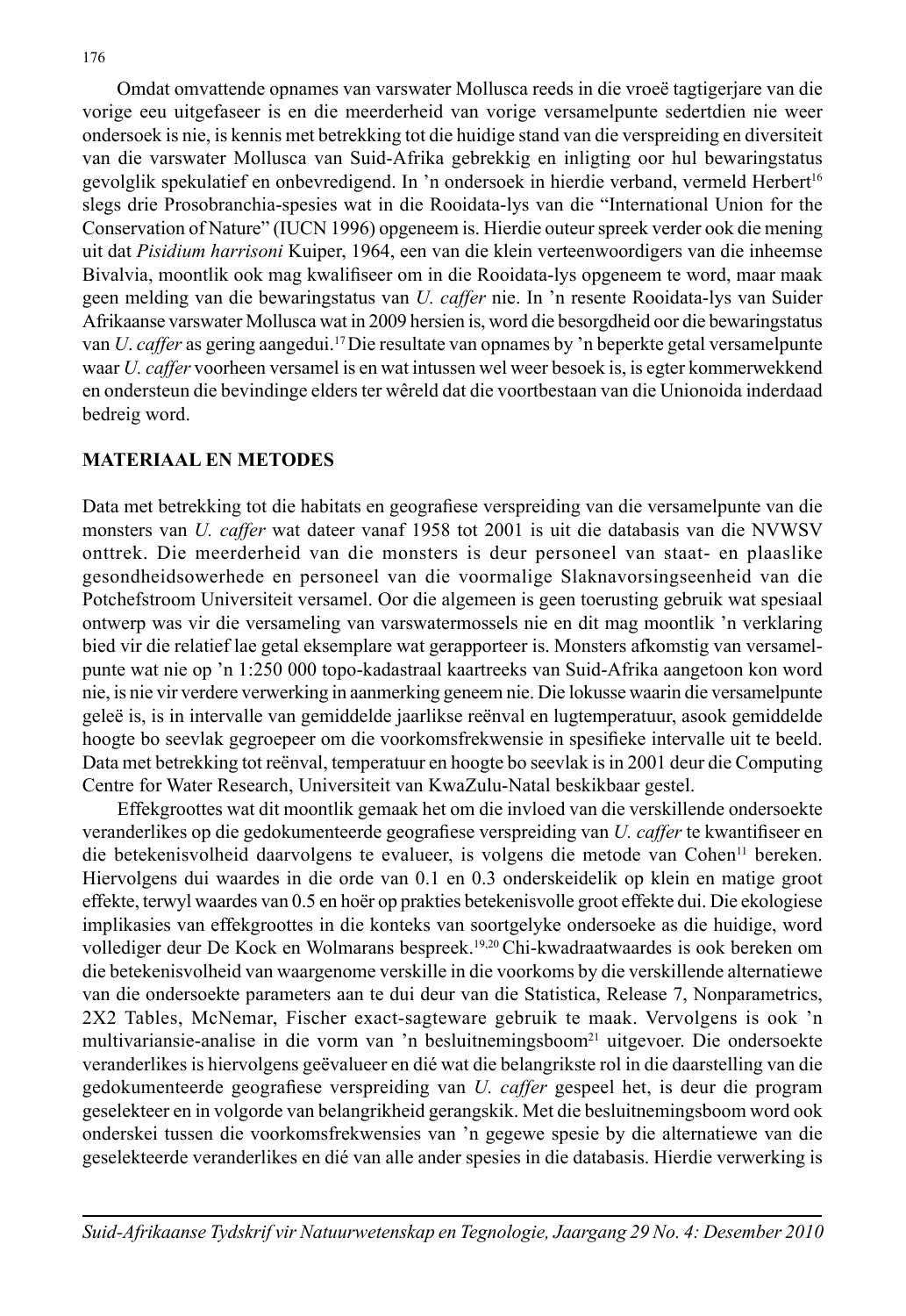Omdat omvattende opnames van varswater Mollusca reeds in die vroeë tagtigerjare van die vorige eeu uitgefaseer is en die meerderheid van vorige versamelpunte sedertdien nie weer ondersoek is nie, is kennis met betrekking tot die huidige stand van die verspreiding en diversiteit van die varswater Mollusca van Suid-Afrika gebrekkig en inligting oor hul bewaringstatus gevolglik spekulatief en onbevredigend. In 'n ondersoek in hierdie verband, vermeld Herbert[16] slegs drie Prosobranchia-spesies wat in die Rooidata-lys van die "International Union for the Conservation of Nature" (IUCN 1996) opgeneem is. Hierdie outeur spreek verder ook die mening uit dat *Pisidium harrisoni* Kuiper, 1964, een van die klein verteenwoordigers van die inheemse Bivalvia, moontlik ook mag kwalifiseer om in die Rooidata-lys opgeneem te word, maar maak geen melding van die bewaringstatus van *U. caffer* nie. In 'n resente Rooidata-lys van Suider Afrikaanse varswater Mollusca wat in 2009 hersien is, word die besorgdheid oor die bewaringstatus van *U. caffer* as gering aangedui.[17] Die resultate van opnames by 'n beperkte getal versamelpunte waar *U. caffer* voorheen versamel is en wat intussen wel weer besoek is, is egter kommerwekkend en ondersteun die bevindinge elders ter wêreld dat die voortbestaan van die Unionoida inderdaad bedreig word.

## MATERIAAL EN METODES

Data met betrekking tot die habitats en geografiese verspreiding van die versamelpunte van die monsters van *U. caffer* wat dateer vanaf 1958 tot 2001 is uit die databasis van die NVWSV onttrek. Die meerderheid van die monsters is deur personeel van staat- en plaaslike gesondheidsowerhede en personeel van die voormalige Slaknavorsingseenheid van die Potchefstroom Universiteit versamel. Oor die algemeen is geen toerusting gebruik wat spesiaal ontwerp was vir die versameling van varswatermossels nie en dit mag moontlik 'n verklaring bied vir die relatief lae getal eksemplare wat gerapporteer is. Monsters afkomstig van versamelpunte wat nie op 'n 1:250 000 topo-kadastraal kaartreeks van Suid-Afrika aangetoon kon word nie, is nie vir verdere verwerking in aanmerking geneem nie. Die lokusse waarin die versamelpunte geleë is, is in intervalle van gemiddelde jaarlikse reënval en lugtemperatuur, asook gemiddelde hoogte bo seevlak gegroepeer om die voorkomsfrekwensie in spesifieke intervalle uit te beeld. Data met betrekking tot reënval, temperatuur en hoogte bo seevlak is in 2001 deur die Computing Centre for Water Research, Universiteit van KwaZulu-Natal beskikbaar gestel.

Effekgroottes wat dit moontlik gemaak het om die invloed van die verskillende ondersoekte veranderlikes op die gedokumenteerde geografiese verspreiding van *U. caffer* te kwantifiseer en die betekenisvolheid daarvolgens te evalueer, is volgens die metode van Cohen[11] bereken. Hiervolgens dui waardes in die orde van 0.1 en 0.3 onderskeidelik op klein en matige groot effekte, terwyl waardes van 0.5 en hoër op prakties betekenisvolle groot effekte dui. Die ekologiese implikasies van effekgroottes in die konteks van soortgelyke ondersoeke as die huidige, word vollediger deur De Kock en Wolmarans bespreek.[19,20] Chi-kwadraatwaardes is ook bereken om die betekenisvolheid van waargenome verskille in die voorkoms by die verskillende alternatiewe van die ondersoekte parameters aan te dui deur van die Statistica, Release 7, Nonparametrics, 2X2 Tables, McNemar, Fischer exact-sagteware gebruik te maak. Vervolgens is ook 'n multivariansie-analise in die vorm van 'n besluitnemingsboom[21] uitgevoer. Die ondersoekte veranderlikes is hiervolgens geëvalueer en dié wat die belangrikste rol in die daarstelling van die gedokumenteerde geografiese verspreiding van *U. caffer* gespeel het, is deur die program geselekteer en in volgorde van belangrikheid gerangskik. Met die besluitnemingsboom word ook onderskei tussen die voorkomsfrekwensies van 'n gegewe spesie by die alternatiewe van die geselekteerde veranderlikes en dié van alle ander spesies in die databasis. Hierdie verwerking is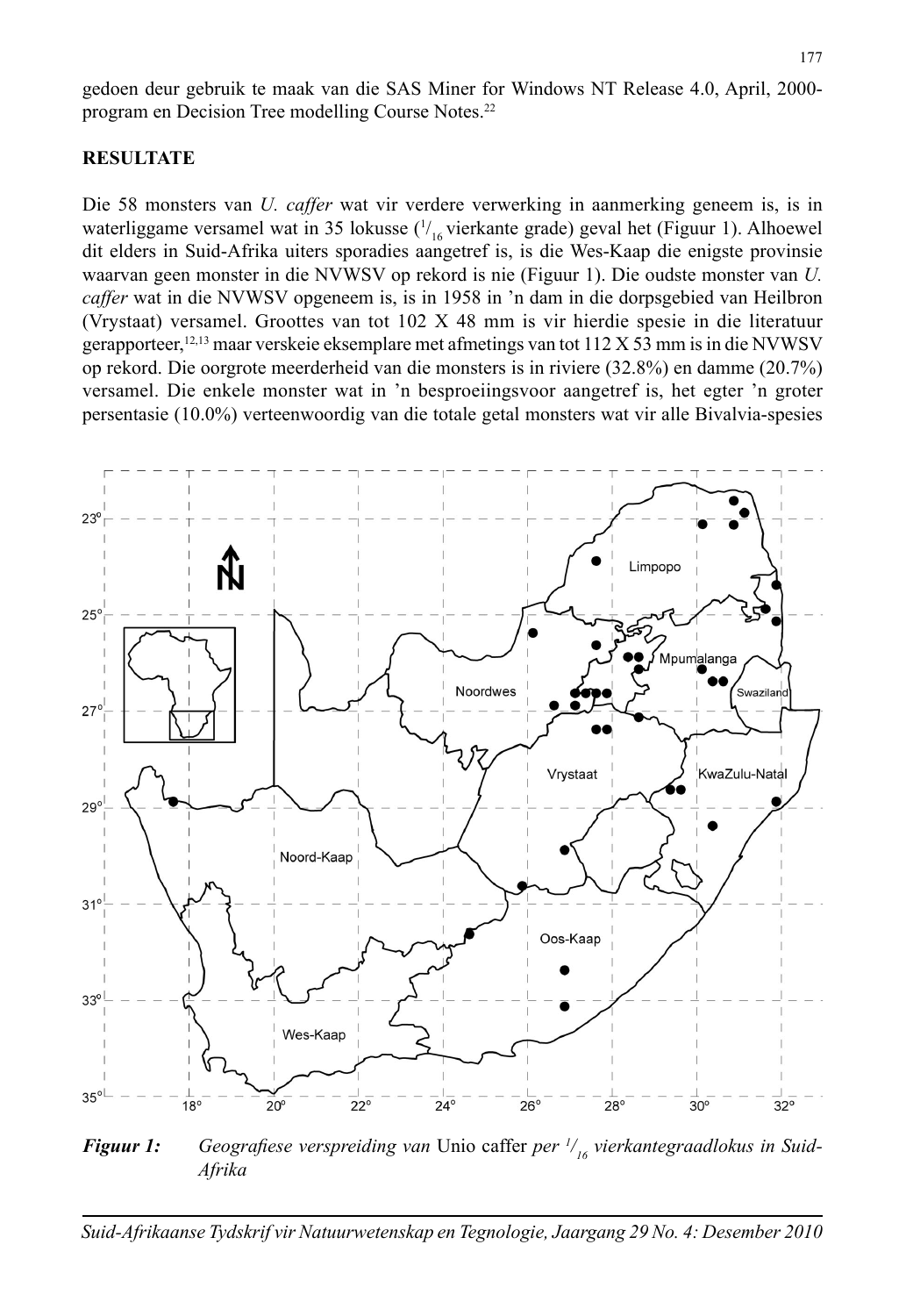gedoen deur gebruik te maak van die SAS Miner for Windows NT Release 4.0, April, 2000-program en Decision Tree modelling Course Notes.[22]

## RESULTATE

Die 58 monsters van *U. caffer* wat vir verdere verwerking in aanmerking geneem is, is in waterliggame versamel wat in 35 lokusse ($^{1}/_{16}$ vierkante grade) geval het (Figuur 1). Alhoewel dit elders in Suid-Afrika uiters sporadies aangetref is, is die Wes-Kaap die enigste provinsie waarvan geen monster in die NVWSV op rekord is nie (Figuur 1). Die oudste monster van *U. caffer* wat in die NVWSV opgeneem is, is in 1958 in 'n dam in die dorpsgebied van Heilbron (Vrystaat) versamel. Groottes van tot 102 X 48 mm is vir hierdie spesie in die literatuur gerapporteer,[12,13] maar verskeie eksemplare met afmetings van tot 112 X 53 mm is in die NVWSV op rekord. Die oorgrote meerderheid van die monsters is in riviere (32.8%) en damme (20.7%) versamel. Die enkele monster wat in 'n besproeiingsvoor aangetref is, het egter 'n groter persentasie (10.0%) verteenwoordig van die totale getal monsters wat vir alle Bivalvia-spesies

***Figuur 1:*** *Geografiese verspreiding van* Unio caffer *per $^{1}/_{16}$ vierkantegraadlokus in Suid-Afrika*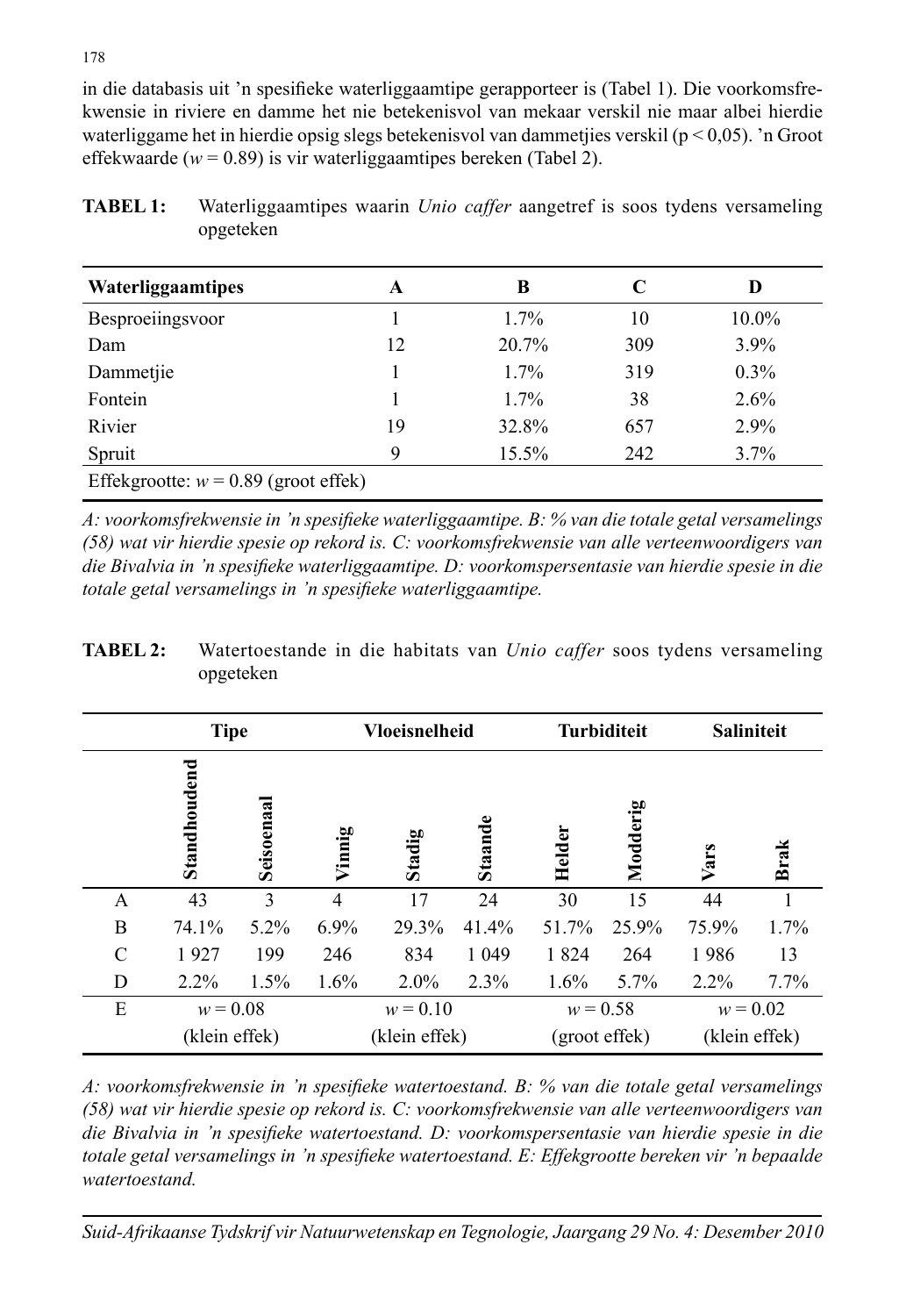in die databasis uit 'n spesifieke waterliggaamtipe gerapporteer is (Tabel 1). Die voorkomsfrekwensie in riviere en damme het nie betekenisvol van mekaar verskil nie maar albei hierdie waterliggame het in hierdie opsig slegs betekenisvol van dammetjies verskil ($p < 0,05$). 'n Groot effekwaarde ($w = 0.89$) is vir waterliggaamtipes bereken (Tabel 2).

**TABEL 1:** Waterliggaamtipes waarin *Unio caffer* aangetref is soos tydens versameling opgeteken

| Waterliggaamtipes | A | B | C | D |
|---|---|---|---|---|
| Besproeiingsvoor | 1 | 1.7% | 10 | 10.0% |
| Dam | 12 | 20.7% | 309 | 3.9% |
| Dammetjie | 1 | 1.7% | 319 | 0.3% |
| Fontein | 1 | 1.7% | 38 | 2.6% |
| Rivier | 19 | 32.8% | 657 | 2.9% |
| Spruit | 9 | 15.5% | 242 | 3.7% |
| Effekgrootte: $w = 0.89$ (groot effek) | | | | |

*A: voorkomsfrekwensie in 'n spesifieke waterliggaamtipe. B: % van die totale getal versamelings (58) wat vir hierdie spesie op rekord is. C: voorkomsfrekwensie van alle verteenwoordigers van die Bivalvia in 'n spesifieke waterliggaamtipe. D: voorkomspersentasie van hierdie spesie in die totale getal versamelings in 'n spesifieke waterliggaamtipe.*

**TABEL 2:** Watertoestande in die habitats van *Unio caffer* soos tydens versameling opgeteken

| | Tipe | | Vloeisnelheid | | | Turbiditeit | | Saliniteit | |
|---|---|---|---|---|---|---|---|---|---|
| | Standhoudend | Seisoenaal | Vinnig | Stadig | Staande | Helder | Modderig | Vars | Brak |
| A | 43 | 3 | 4 | 17 | 24 | 30 | 15 | 44 | 1 |
| B | 74.1% | 5.2% | 6.9% | 29.3% | 41.4% | 51.7% | 25.9% | 75.9% | 1.7% |
| C | 1 927 | 199 | 246 | 834 | 1 049 | 1 824 | 264 | 1 986 | 13 |
| D | 2.2% | 1.5% | 1.6% | 2.0% | 2.3% | 1.6% | 5.7% | 2.2% | 7.7% |
| E | $w = 0.08$ (klein effek) | | $w = 0.10$ (klein effek) | | | $w = 0.58$ (groot effek) | | $w = 0.02$ (klein effek) | |

*A: voorkomsfrekwensie in 'n spesifieke watertoestand. B: % van die totale getal versamelings (58) wat vir hierdie spesie op rekord is. C: voorkomsfrekwensie van alle verteenwoordigers van die Bivalvia in 'n spesifieke watertoestand. D: voorkomspersentasie van hierdie spesie in die totale getal versamelings in 'n spesifieke watertoestand. E: Effekgrootte bereken vir 'n bepaalde watertoestand.*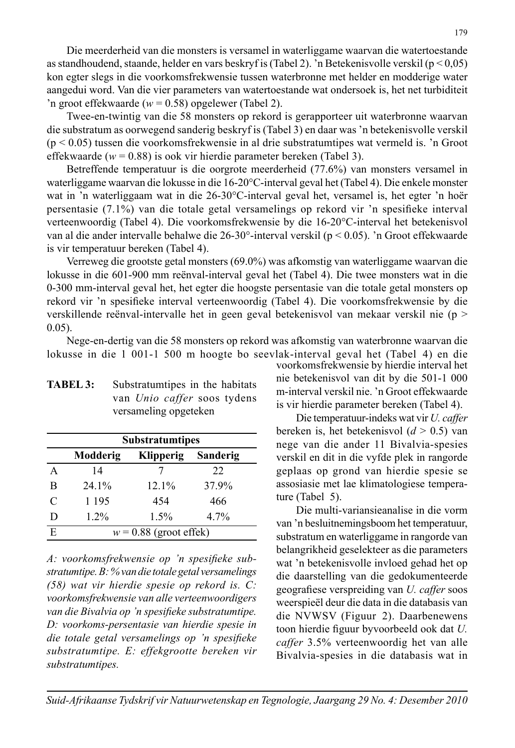Die meerderheid van die monsters is versamel in waterliggame waarvan die watertoestande as standhoudend, staande, helder en vars beskryf is (Tabel 2). 'n Betekenisvolle verskil ($p < 0{,}05$) kon egter slegs in die voorkomsfrekwensie tussen waterbronne met helder en modderige water aangedui word. Van die vier parameters van watertoestande wat ondersoek is, het net turbiditeit 'n groot effekwaarde ($w = 0.58$) opgelewer (Tabel 2).

Twee-en-twintig van die 58 monsters op rekord is gerapporteer uit waterbronne waarvan die substratum as oorwegend sanderig beskryf is (Tabel 3) en daar was 'n betekenisvolle verskil ($p < 0.05$) tussen die voorkomsfrekwensie in al drie substratumtipes wat vermeld is. 'n Groot effekwaarde ($w = 0.88$) is ook vir hierdie parameter bereken (Tabel 3).

Betreffende temperatuur is die oorgrote meerderheid (77.6%) van monsters versamel in waterliggame waarvan die lokusse in die 16-20°C-interval geval het (Tabel 4). Die enkele monster wat in 'n waterliggaam wat in die 26-30°C-interval geval het, versamel is, het egter 'n hoër persentasie (7.1%) van die totale getal versamelings op rekord vir 'n spesifieke interval verteenwoordig (Tabel 4). Die voorkomsfrekwensie by die 16-20°C-interval het betekenisvol van al die ander intervalle behalwe die 26-30°-interval verskil ($p < 0.05$). 'n Groot effekwaarde is vir temperatuur bereken (Tabel 4).

Verreweg die grootste getal monsters (69.0%) was afkomstig van waterliggame waarvan die lokusse in die 601-900 mm reënval-interval geval het (Tabel 4). Die twee monsters wat in die 0-300 mm-interval geval het, het egter die hoogste persentasie van die totale getal monsters op rekord vir 'n spesifieke interval verteenwoordig (Tabel 4). Die voorkomsfrekwensie by die verskillende reënval-intervalle het in geen geval betekenisvol van mekaar verskil nie ($p > 0.05$).

Nege-en-dertig van die 58 monsters op rekord was afkomstig van waterbronne waarvan die lokusse in die 1 001-1 500 m hoogte bo seevlak-interval geval het (Tabel 4) en die voorkomsfrekwensie by hierdie interval het nie betekenisvol van dit by die 501-1 000 m-interval verskil nie. 'n Groot effekwaarde is vir hierdie parameter bereken (Tabel 4).

Die temperatuur-indeks wat vir *U. caffer* bereken is, het betekenisvol ($d > 0.5$) van nege van die ander 11 Bivalvia-spesies verskil en dit in die vyfde plek in rangorde geplaas op grond van hierdie spesie se assosiasie met lae klimatologiese temperature (Tabel 5).

Die multi-variansieanalise in die vorm van 'n besluitnemingsboom het temperatuur, substratum en waterliggame in rangorde van belangrikheid geselekteer as die parameters wat 'n betekenisvolle invloed gehad het op die daarstelling van die gedokumenteerde geografiese verspreiding van *U. caffer* soos weerspieël deur die data in die databasis van die NVWSV (Figuur 2). Daarbenewens toon hierdie figuur byvoorbeeld ook dat *U. caffer* 3.5% verteenwoordig het van alle Bivalvia-spesies in die databasis wat in

**TABEL 3:** Substratumtipes in the habitats van *Unio caffer* soos tydens versameling opgeteken

| | Substratumtipes | | |
|---|---|---|---|
| | **Modderig** | **Klipperig** | **Sanderig** |
| A | 14 | 7 | 22 |
| B | 24.1% | 12.1% | 37.9% |
| C | 1 195 | 454 | 466 |
| D | 1.2% | 1.5% | 4.7% |
| E | $w = 0.88$ (groot effek) | | |

*A: voorkomsfrekwensie op 'n spesifieke substratumtipe. B: % van die totale getal versamelings (58) wat vir hierdie spesie op rekord is. C: voorkomsfrekwensie van alle verteenwoordigers van die Bivalvia op 'n spesifieke substratumtipe. D: voorkoms-persentasie van hierdie spesie in die totale getal versamelings op 'n spesifieke substratumtipe. E: effekgrootte bereken vir substratumtipes.*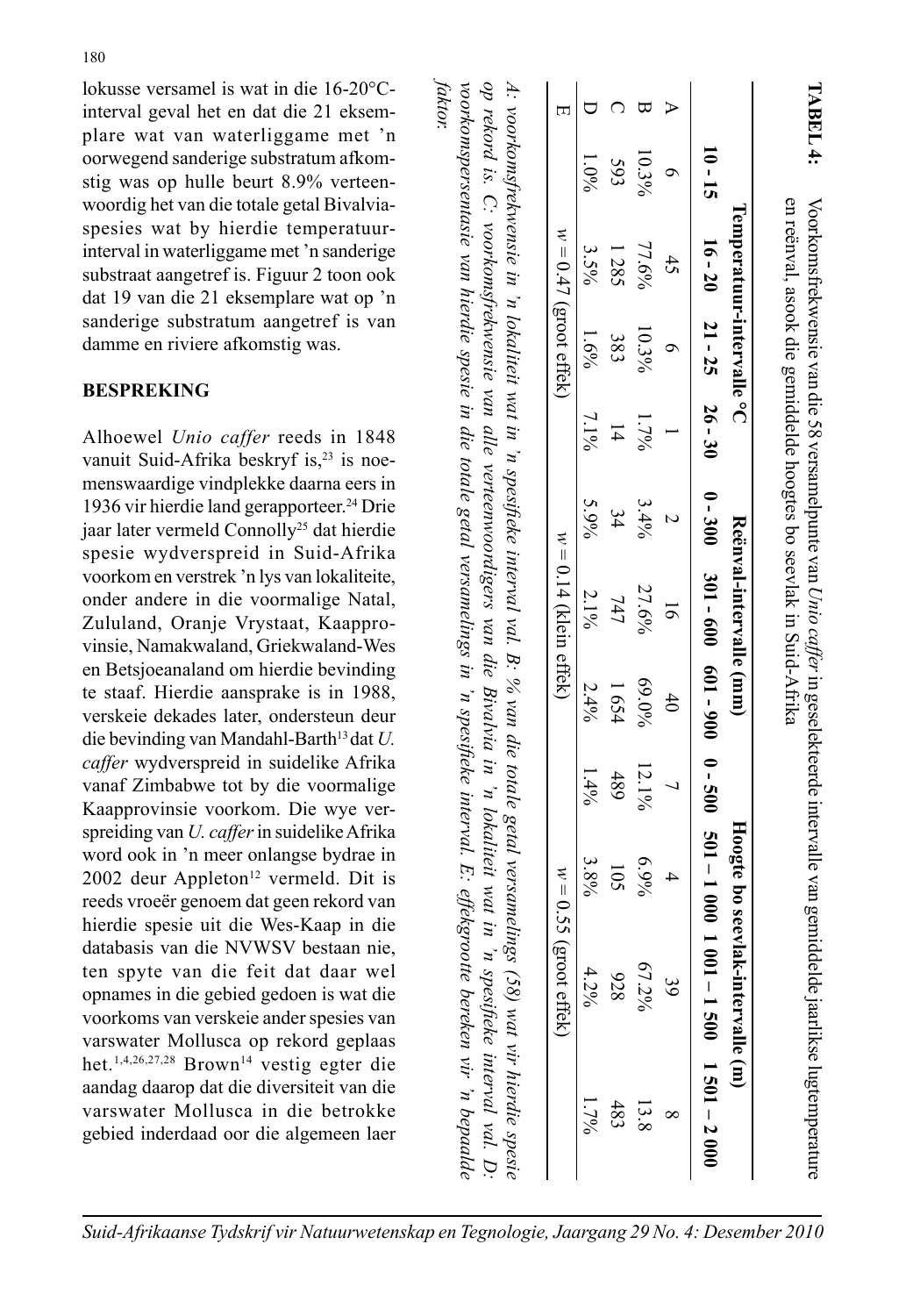lokusse versamel is wat in die 16-20°C-interval geval het en dat die 21 eksemplare wat van waterliggame met 'n oorwegend sanderige substratum afkomstig was op hulle beurt 8.9% verteenwoordig het van die totale getal Bivalvia-spesies wat by hierdie temperatuurinterval in waterliggame met 'n sanderige substraat aangetref is. Figuur 2 toon ook dat 19 van die 21 eksemplare wat op 'n sanderige substratum aangetref is van damme en riviere afkomstig was.

## BESPREKING

Alhoewel *Unio caffer* reeds in 1848 vanuit Suid-Afrika beskryf is,[23] is noemenswaardige vindplekke daarna eers in 1936 vir hierdie land gerapporteer.[24] Drie jaar later vermeld Connolly[25] dat hierdie spesie wydverspreid in Suid-Afrika voorkom en verstrek 'n lys van lokaliteite, onder andere in die voormalige Natal, Zululand, Oranje Vrystaat, Kaapprovinsie, Namakwaland, Griekwaland-Wes en Betsjoeanaland om hierdie bevinding te staaf. Hierdie aansprake is in 1988, verskeie dekades later, ondersteun deur die bevinding van Mandahl-Barth[13] dat *U. caffer* wydverspreid in suidelike Afrika vanaf Zimbabwe tot by die voormalige Kaapprovinsie voorkom. Die wye verspreiding van *U. caffer* in suidelike Afrika word ook in 'n meer onlangse bydrae in 2002 deur Appleton[12] vermeld. Dit is reeds vroeër genoem dat geen rekord van hierdie spesie uit die Wes-Kaap in die databasis van die NVWSV bestaan nie, ten spyte van die feit dat daar wel opnames in die gebied gedoen is wat die voorkoms van verskeie ander spesies van varswater Mollusca op rekord geplaas het.[1,4,26,27,28] Brown[14] vestig egter die aandag daarop dat die diversiteit van die varswater Mollusca in die betrokke gebied inderdaad oor die algemeen laer

**TABEL 4:** Voorkomsfrekwensie van die 58 versamelpunte van *Unio caffer* in geselekteerde intervalle van gemiddelde jaarlikse lugtemperature en reënval, asook die gemiddelde hoogtes bo seevlak in Suid-Afrika

| | Temperatuur-intervalle °C | | | | Reënval-intervalle (mm) | | | Hoogte bo seevlak-intervalle (m) | | | |
|---|---|---|---|---|---|---|---|---|---|---|---|
| | 10 - 15 | 16 - 20 | 21 - 25 | 26 - 30 | 0 - 300 | 301 - 600 | 601 - 900 | 0 - 500 | 501 – 1 000 | 1 001 – 1 500 | 1 501 – 2 000 |
| A | 6 | 45 | 6 | 1 | 2 | 16 | 40 | 7 | 4 | 39 | 8 |
| B | 10.3% | 77.6% | 10.3% | 1.7% | 3.4% | 27.6% | 69.0% | 12.1% | 6.9% | 67.2% | 13.8 |
| C | 593 | 1 285 | 383 | 14 | 34 | 747 | 1 654 | 489 | 105 | 928 | 483 |
| D | 1.0% | 3.5% | 1.6% | 7.1% | 5.9% | 2.1% | 2.4% | 1.4% | 3.8% | 4.2% | 1.7% |
| E | $w = 0.47$ (groot effek) | | | | $w = 0.14$ (klein effek) | | | $w = 0.55$ (groot effek) | | | |

*A: voorkomsfrekwensie in 'n lokaliteit wat in 'n spesifieke interval val. B: % van die totale getal versamelings (58) wat vir hierdie spesie op rekord is. C: voorkomsfrekwensie van alle verteenwoordigers van die Bivalvia in 'n lokaliteit wat in 'n spesifieke interval val. D: voorkomspersentasie van hierdie spesie in die totale getal versamelings in 'n spesifieke interval. E: effekgrootte bereken vir 'n bepaalde faktor.*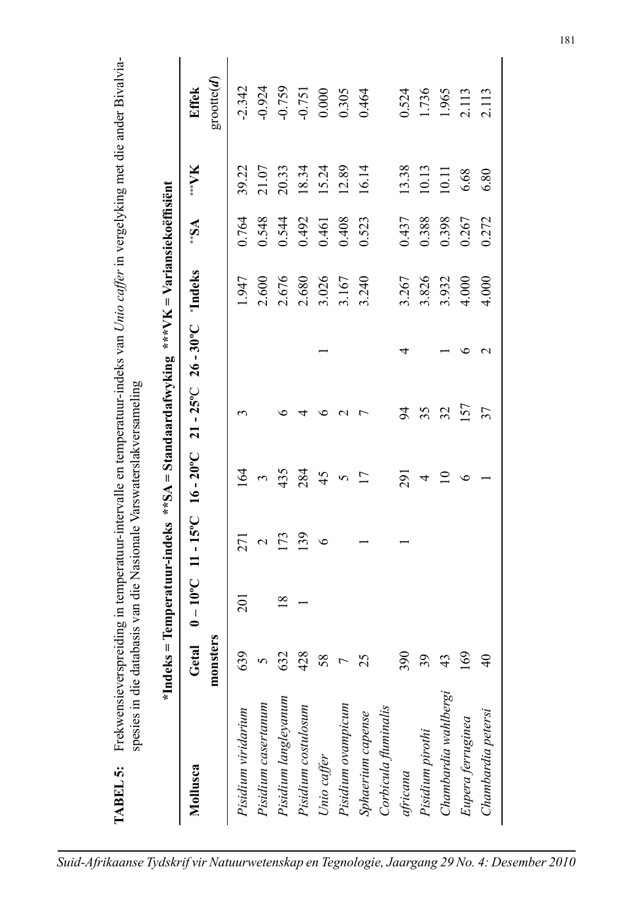**TABEL 5:** Frekwensieverspreiding in temperatuur-intervalle en temperatuur-indeks van *Unio caffer* in vergelyking met die ander Bivalvia-spesies in die databasis van die Nasionale Varswaterslakversameling

**\*Indeks = Temperatuur-indeks \*\*SA = Standaardafwyking \*\*\*VK = Variansiekoëffisiënt**

| Mollusca | Getal monsters | 0 – 10ºC | 11 - 15ºC | 16 - 20ºC | 21 - 25ºC | 26 - 30ºC | *Indeks | **SA | ***VK | Effek grootte(*d*) |
|---|---|---|---|---|---|---|---|---|---|---|
| *Pisidium viridarium* | 639 | 201 | 271 | 164 | 3 | | 1.947 | 0.764 | 39.22 | -2.342 |
| *Pisidium casertanum* | 5 | | 2 | 3 | | | 2.600 | 0.548 | 21.07 | -0.924 |
| *Pisidium langleyanum* | 632 | 18 | 173 | 435 | 6 | | 2.676 | 0.544 | 20.33 | -0.759 |
| *Pisidium costulosum* | 428 | 1 | 139 | 284 | 4 | | 2.680 | 0.492 | 18.34 | -0.751 |
| *Unio caffer* | 58 | | 6 | 45 | 6 | 1 | 3.026 | 0.461 | 15.24 | 0.000 |
| *Pisidium ovampicum* | 7 | | | 5 | 2 | | 3.167 | 0.408 | 12.89 | 0.305 |
| *Sphaerium capense* | 25 | | 1 | 17 | 7 | | 3.240 | 0.523 | 16.14 | 0.464 |
| *Corbicula fluminalis africana* | 390 | | 1 | 291 | 94 | 4 | 3.267 | 0.437 | 13.38 | 0.524 |
| *Pisidium pirothi* | 39 | | | 4 | 35 | | 3.826 | 0.388 | 10.13 | 1.736 |
| *Chambardia wahlbergi* | 43 | | | 10 | 32 | 1 | 3.932 | 0.398 | 10.11 | 1.965 |
| *Eupera ferruginea* | 169 | | | 6 | 157 | 6 | 4.000 | 0.267 | 6.68 | 2.113 |
| *Chambardia petersi* | 40 | | | 1 | 37 | 2 | 4.000 | 0.272 | 6.80 | 2.113 |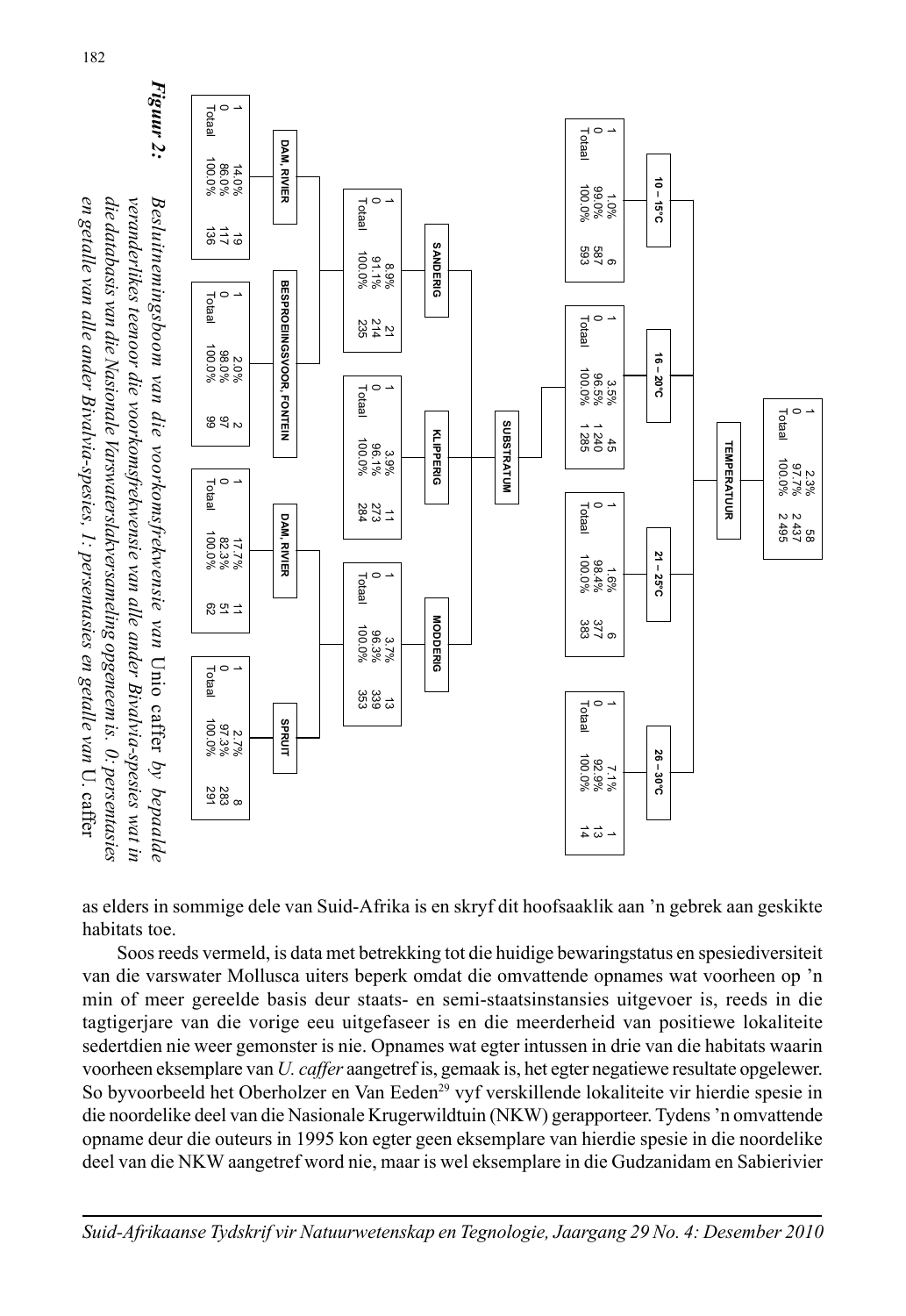**Root node:**

| | % | n |
|---|---|---|
| 1 | 2.3% | 58 |
| 0 | 97.7% | 2 437 |
| Totaal | 100.0% | 2 495 |

**TEMPERATUUR**

| | 10 – 15°C | | 16 – 20°C | | 21 – 25°C | | 26 – 30°C | |
|---|---|---|---|---|---|---|---|---|
| 1 | 1.0% | 6 | 3.5% | 45 | 1.6% | 6 | 7.1% | 1 |
| 0 | 99.0% | 587 | 96.5% | 1 240 | 98.4% | 377 | 92.9% | 13 |
| Totaal | 100.0% | 593 | 100.0% | 1 285 | 100.0% | 383 | 100.0% | 14 |

**SUBSTRATUM** (under 16 – 20°C)

| | SANDERIG | | KLIPPERIG | | MODDERIG | |
|---|---|---|---|---|---|---|
| 1 | 8.9% | 21 | 3.9% | 11 | 3.7% | 13 |
| 0 | 91.1% | 214 | 96.1% | 273 | 96.3% | 339 |
| Totaal | 100.0% | 235 | 100.0% | 284 | 100.0% | 353 |

**Under SANDERIG**

| | DAM, RIVIER | | BESPROEIINGSVOOR, FONTEIN | |
|---|---|---|---|---|
| 1 | 14.0% | 19 | 2.0% | 2 |
| 0 | 86.0% | 117 | 98.0% | 97 |
| Totaal | 100.0% | 136 | 100.0% | 99 |

**Under MODDERIG**

| | DAM, RIVIER | | SPRUIT | |
|---|---|---|---|---|
| 1 | 17.7% | 11 | 2.7% | 8 |
| 0 | 82.3% | 51 | 97.3% | 283 |
| Totaal | 100.0% | 62 | 100.0% | 291 |

***Figuur 2:*** *Besluitnemingsboom van die voorkomsfrekwensie van* Unio caffer *by bepaalde veranderlikes teenoor die voorkomsfrekwensie van alle ander Bivalvia-spesies wat in die databasis van die Nasionale Varswaterslakversameling opgeneem is. 0: persentasies en getalle van alle ander Bivalvia-spesies, 1: persentasies en getalle van* U. caffer

as elders in sommige dele van Suid-Afrika is en skryf dit hoofsaaklik aan 'n gebrek aan geskikte habitats toe.

Soos reeds vermeld, is data met betrekking tot die huidige bewaringstatus en spesiediversiteit van die varswater Mollusca uiters beperk omdat die omvattende opnames wat voorheen op 'n min of meer gereelde basis deur staats- en semi-staatsinstansies uitgevoer is, reeds in die tagtigerjare van die vorige eeu uitgefaseer is en die meerderheid van positiewe lokaliteite sedertdien nie weer gemonster is nie. Opnames wat egter intussen in drie van die habitats waarin voorheen eksemplare van *U. caffer* aangetref is, gemaak is, het egter negatiewe resultate opgelewer. So byvoorbeeld het Oberholzer en Van Eeden[29] vyf verskillende lokaliteite vir hierdie spesie in die noordelike deel van die Nasionale Krugerwildtuin (NKW) gerapporteer. Tydens 'n omvattende opname deur die outeurs in 1995 kon egter geen eksemplare van hierdie spesie in die noordelike deel van die NKW aangetref word nie, maar is wel eksemplare in die Gudzanidam en Sabierivier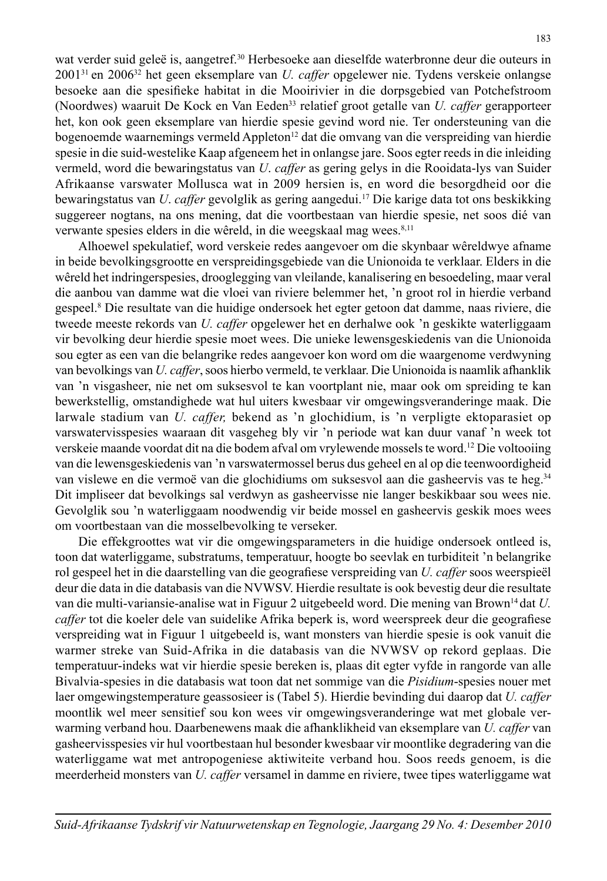wat verder suid geleë is, aangetref.[30] Herbesoeke aan dieselfde waterbronne deur die outeurs in 2001[31] en 2006[32] het geen eksemplare van *U. caffer* opgelewer nie. Tydens verskeie onlangse besoeke aan die spesifieke habitat in die Mooirivier in die dorpsgebied van Potchefstroom (Noordwes) waaruit De Kock en Van Eeden[33] relatief groot getalle van *U. caffer* gerapporteer het, kon ook geen eksemplare van hierdie spesie gevind word nie. Ter ondersteuning van die bogenoemde waarnemings vermeld Appleton[12] dat die omvang van die verspreiding van hierdie spesie in die suid-westelike Kaap afgeneem het in onlangse jare. Soos egter reeds in die inleiding vermeld, word die bewaringstatus van *U. caffer* as gering gelys in die Rooidata-lys van Suider Afrikaanse varswater Mollusca wat in 2009 hersien is, en word die besorgdheid oor die bewaringstatus van *U. caffer* gevolglik as gering aangedui.[17] Die karige data tot ons beskikking suggereer nogtans, na ons mening, dat die voortbestaan van hierdie spesie, net soos dié van verwante spesies elders in die wêreld, in die weegskaal mag wees.[8,11]

Alhoewel spekulatief, word verskeie redes aangevoer om die skynbaar wêreldwye afname in beide bevolkingsgrootte en verspreidingsgebiede van die Unionoida te verklaar. Elders in die wêreld het indringerspesies, drooglegging van vleilande, kanalisering en besoedeling, maar veral die aanbou van damme wat die vloei van riviere belemmer het, 'n groot rol in hierdie verband gespeel.[8] Die resultate van die huidige ondersoek het egter getoon dat damme, naas riviere, die tweede meeste rekords van *U. caffer* opgelewer het en derhalwe ook 'n geskikte waterliggaam vir bevolking deur hierdie spesie moet wees. Die unieke lewensgeskiedenis van die Unionoida sou egter as een van die belangrike redes aangevoer kon word om die waargenome verdwyning van bevolkings van *U. caffer*, soos hierbo vermeld, te verklaar. Die Unionoida is naamlik afhanklik van 'n visgasheer, nie net om suksesvol te kan voortplant nie, maar ook om spreiding te kan bewerkstellig, omstandighede wat hul uiters kwesbaar vir omgewingsveranderinge maak. Die larwale stadium van *U. caffer,* bekend as 'n glochidium, is 'n verpligte ektoparasiet op varswatervisspesies waaraan dit vasgeheg bly vir 'n periode wat kan duur vanaf 'n week tot verskeie maande voordat dit na die bodem afval om vrylewende mossels te word.[12] Die voltooiing van die lewensgeskiedenis van 'n varswatermossel berus dus geheel en al op die teenwoordigheid van vislewe en die vermoë van die glochidiums om suksesvol aan die gasheervis vas te heg.[34] Dit impliseer dat bevolkings sal verdwyn as gasheervisse nie langer beskikbaar sou wees nie. Gevolglik sou 'n waterliggaam noodwendig vir beide mossel en gasheervis geskik moes wees om voortbestaan van die mosselbevolking te verseker.

Die effekgroottes wat vir die omgewingsparameters in die huidige ondersoek ontleed is, toon dat waterliggame, substratums, temperatuur, hoogte bo seevlak en turbiditeit 'n belangrike rol gespeel het in die daarstelling van die geografiese verspreiding van *U. caffer* soos weerspieël deur die data in die databasis van die NVWSV. Hierdie resultate is ook bevestig deur die resultate van die multi-variansie-analise wat in Figuur 2 uitgebeeld word. Die mening van Brown[14] dat *U. caffer* tot die koeler dele van suidelike Afrika beperk is, word weerspreek deur die geografiese verspreiding wat in Figuur 1 uitgebeeld is, want monsters van hierdie spesie is ook vanuit die warmer streke van Suid-Afrika in die databasis van die NVWSV op rekord geplaas. Die temperatuur-indeks wat vir hierdie spesie bereken is, plaas dit egter vyfde in rangorde van alle Bivalvia-spesies in die databasis wat toon dat net sommige van die *Pisidium*-spesies nouer met laer omgewingstemperature geassosieer is (Tabel 5). Hierdie bevinding dui daarop dat *U. caffer* moontlik wel meer sensitief sou kon wees vir omgewingsveranderinge wat met globale verwarming verband hou. Daarbenewens maak die afhanklikheid van eksemplare van *U. caffer* van gasheervisspesies vir hul voortbestaan hul besonder kwesbaar vir moontlike degradering van die waterliggame wat met antropogeniese aktiwiteite verband hou. Soos reeds genoem, is die meerderheid monsters van *U. caffer* versamel in damme en riviere, twee tipes waterliggame wat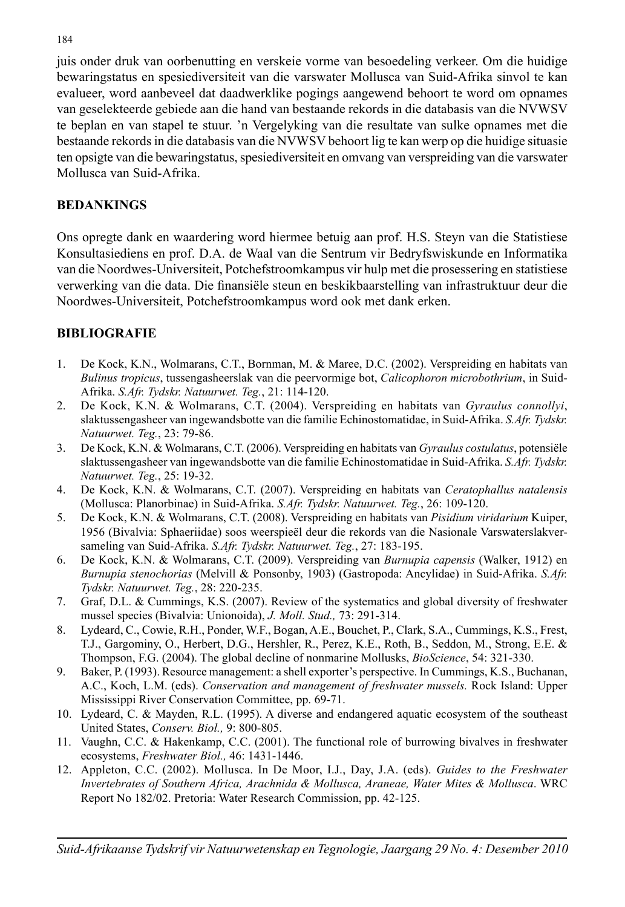juis onder druk van oorbenutting en verskeie vorme van besoedeling verkeer. Om die huidige bewaringstatus en spesiediversiteit van die varswater Mollusca van Suid-Afrika sinvol te kan evalueer, word aanbeveel dat daadwerklike pogings aangewend behoort te word om opnames van geselekteerde gebiede aan die hand van bestaande rekords in die databasis van die NVWSV te beplan en van stapel te stuur. 'n Vergelyking van die resultate van sulke opnames met die bestaande rekords in die databasis van die NVWSV behoort lig te kan werp op die huidige situasie ten opsigte van die bewaringstatus, spesiediversiteit en omvang van verspreiding van die varswater Mollusca van Suid-Afrika.

## BEDANKINGS

Ons opregte dank en waardering word hiermee betuig aan prof. H.S. Steyn van die Statistiese Konsultasiediens en prof. D.A. de Waal van die Sentrum vir Bedryfswiskunde en Informatika van die Noordwes-Universiteit, Potchefstroomkampus vir hulp met die prosessering en statistiese verwerking van die data. Die finansiële steun en beskikbaarstelling van infrastruktuur deur die Noordwes-Universiteit, Potchefstroomkampus word ook met dank erken.

## BIBLIOGRAFIE

1. De Kock, K.N., Wolmarans, C.T., Bornman, M. & Maree, D.C. (2002). Verspreiding en habitats van *Bulinus tropicus*, tussengasheerslak van die peervormige bot, *Calicophoron microbothrium*, in Suid-Afrika. *S.Afr. Tydskr. Natuurwet. Teg.*, 21: 114-120.
2. De Kock, K.N. & Wolmarans, C.T. (2004). Verspreiding en habitats van *Gyraulus connollyi*, slaktussengasheer van ingewandsbotte van die familie Echinostomatidae, in Suid-Afrika. *S.Afr. Tydskr. Natuurwet. Teg.*, 23: 79-86.
3. De Kock, K.N. & Wolmarans, C.T. (2006). Verspreiding en habitats van *Gyraulus costulatus*, potensiële slaktussengasheer van ingewandsbotte van die familie Echinostomatidae in Suid-Afrika. *S.Afr. Tydskr. Natuurwet. Teg.*, 25: 19-32.
4. De Kock, K.N. & Wolmarans, C.T. (2007). Verspreiding en habitats van *Ceratophallus natalensis* (Mollusca: Planorbinae) in Suid-Afrika. *S.Afr. Tydskr. Natuurwet. Teg.*, 26: 109-120.
5. De Kock, K.N. & Wolmarans, C.T. (2008). Verspreiding en habitats van *Pisidium viridarium* Kuiper, 1956 (Bivalvia: Sphaeriidae) soos weerspieël deur die rekords van die Nasionale Varswaterslakversameling van Suid-Afrika. *S.Afr. Tydskr. Natuurwet. Teg.*, 27: 183-195.
6. De Kock, K.N. & Wolmarans, C.T. (2009). Verspreiding van *Burnupia capensis* (Walker, 1912) en *Burnupia stenochorias* (Melvill & Ponsonby, 1903) (Gastropoda: Ancylidae) in Suid-Afrika. *S.Afr. Tydskr. Natuurwet. Teg.*, 28: 220-235.
7. Graf, D.L. & Cummings, K.S. (2007). Review of the systematics and global diversity of freshwater mussel species (Bivalvia: Unionoida), *J. Moll. Stud.,* 73: 291-314.
8. Lydeard, C., Cowie, R.H., Ponder, W.F., Bogan, A.E., Bouchet, P., Clark, S.A., Cummings, K.S., Frest, T.J., Gargominy, O., Herbert, D.G., Hershler, R., Perez, K.E., Roth, B., Seddon, M., Strong, E.E. & Thompson, F.G. (2004). The global decline of nonmarine Mollusks, *BioScience*, 54: 321-330.
9. Baker, P. (1993). Resource management: a shell exporter's perspective. In Cummings, K.S., Buchanan, A.C., Koch, L.M. (eds). *Conservation and management of freshwater mussels.* Rock Island: Upper Mississippi River Conservation Committee, pp. 69-71.
10. Lydeard, C. & Mayden, R.L. (1995). A diverse and endangered aquatic ecosystem of the southeast United States, *Conserv. Biol.,* 9: 800-805.
11. Vaughn, C.C. & Hakenkamp, C.C. (2001). The functional role of burrowing bivalves in freshwater ecosystems, *Freshwater Biol.,* 46: 1431-1446.
12. Appleton, C.C. (2002). Mollusca. In De Moor, I.J., Day, J.A. (eds). *Guides to the Freshwater Invertebrates of Southern Africa, Arachnida & Mollusca, Araneae, Water Mites & Mollusca*. WRC Report No 182/02. Pretoria: Water Research Commission, pp. 42-125.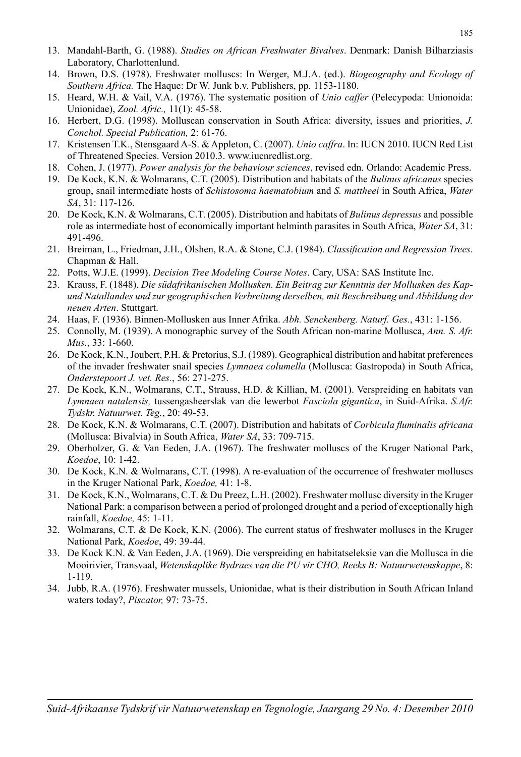13. Mandahl-Barth, G. (1988). *Studies on African Freshwater Bivalves*. Denmark: Danish Bilharziasis Laboratory, Charlottenlund.
14. Brown, D.S. (1978). Freshwater molluscs: In Werger, M.J.A. (ed.). *Biogeography and Ecology of Southern Africa.* The Haque: Dr W. Junk b.v. Publishers, pp. 1153-1180.
15. Heard, W.H. & Vail, V.A. (1976). The systematic position of *Unio caffer* (Pelecypoda: Unionoida: Unionidae), *Zool. Afric.,* 11(1): 45-58.
16. Herbert, D.G. (1998). Molluscan conservation in South Africa: diversity, issues and priorities, *J. Conchol. Special Publication,* 2: 61-76.
17. Kristensen T.K., Stensgaard A-S. & Appleton, C. (2007). *Unio caffra*. In: IUCN 2010. IUCN Red List of Threatened Species. Version 2010.3. www.iucnredlist.org.
18. Cohen, J. (1977). *Power analysis for the behaviour sciences*, revised edn. Orlando: Academic Press.
19. De Kock, K.N. & Wolmarans, C.T. (2005). Distribution and habitats of the *Bulinus africanus* species group, snail intermediate hosts of *Schistosoma haematobium* and *S. mattheei* in South Africa, *Water SA*, 31: 117-126.
20. De Kock, K.N. & Wolmarans, C.T. (2005). Distribution and habitats of *Bulinus depressus* and possible role as intermediate host of economically important helminth parasites in South Africa, *Water SA*, 31: 491-496.
21. Breiman, L., Friedman, J.H., Olshen, R.A. & Stone, C.J. (1984). *Classification and Regression Trees*. Chapman & Hall.
22. Potts, W.J.E. (1999). *Decision Tree Modeling Course Notes*. Cary, USA: SAS Institute Inc.
23. Krauss, F. (1848). *Die südafrikanischen Mollusken. Ein Beitrag zur Kenntnis der Mollusken des Kap- und Natallandes und zur geographischen Verbreitung derselben, mit Beschreibung und Abbildung der neuen Arten*. Stuttgart.
24. Haas, F. (1936). Binnen-Mollusken aus Inner Afrika. *Abh. Senckenberg. Naturf. Ges.*, 431: 1-156.
25. Connolly, M. (1939). A monographic survey of the South African non-marine Mollusca, *Ann. S. Afr. Mus.*, 33: 1-660.
26. De Kock, K.N., Joubert, P.H. & Pretorius, S.J. (1989). Geographical distribution and habitat preferences of the invader freshwater snail species *Lymnaea columella* (Mollusca: Gastropoda) in South Africa, *Onderstepoort J. vet. Res.*, 56: 271-275.
27. De Kock, K.N., Wolmarans, C.T., Strauss, H.D. & Killian, M. (2001). Verspreiding en habitats van *Lymnaea natalensis,* tussengasheerslak van die lewerbot *Fasciola gigantica*, in Suid-Afrika. *S.Afr. Tydskr. Natuurwet. Teg.*, 20: 49-53.
28. De Kock, K.N. & Wolmarans, C.T. (2007). Distribution and habitats of *Corbicula fluminalis africana* (Mollusca: Bivalvia) in South Africa, *Water SA*, 33: 709-715.
29. Oberholzer, G. & Van Eeden, J.A. (1967). The freshwater molluscs of the Kruger National Park, *Koedoe*, 10: 1-42.
30. De Kock, K.N. & Wolmarans, C.T. (1998). A re-evaluation of the occurrence of freshwater molluscs in the Kruger National Park, *Koedoe,* 41: 1-8.
31. De Kock, K.N., Wolmarans, C.T. & Du Preez, L.H. (2002). Freshwater mollusc diversity in the Kruger National Park: a comparison between a period of prolonged drought and a period of exceptionally high rainfall, *Koedoe,* 45: 1-11.
32. Wolmarans, C.T. & De Kock, K.N. (2006). The current status of freshwater molluscs in the Kruger National Park, *Koedoe*, 49: 39-44.
33. De Kock K.N. & Van Eeden, J.A. (1969). Die verspreiding en habitatseleksie van die Mollusca in die Mooirivier, Transvaal, *Wetenskaplike Bydraes van die PU vir CHO, Reeks B: Natuurwetenskappe*, 8: 1-119.
34. Jubb, R.A. (1976). Freshwater mussels, Unionidae, what is their distribution in South African Inland waters today?, *Piscator,* 97: 73-75.